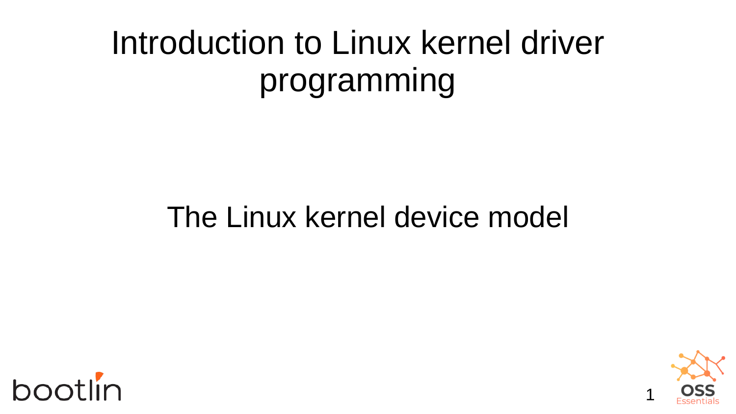# Introduction to Linux kernel driver programming

## The Linux kernel device model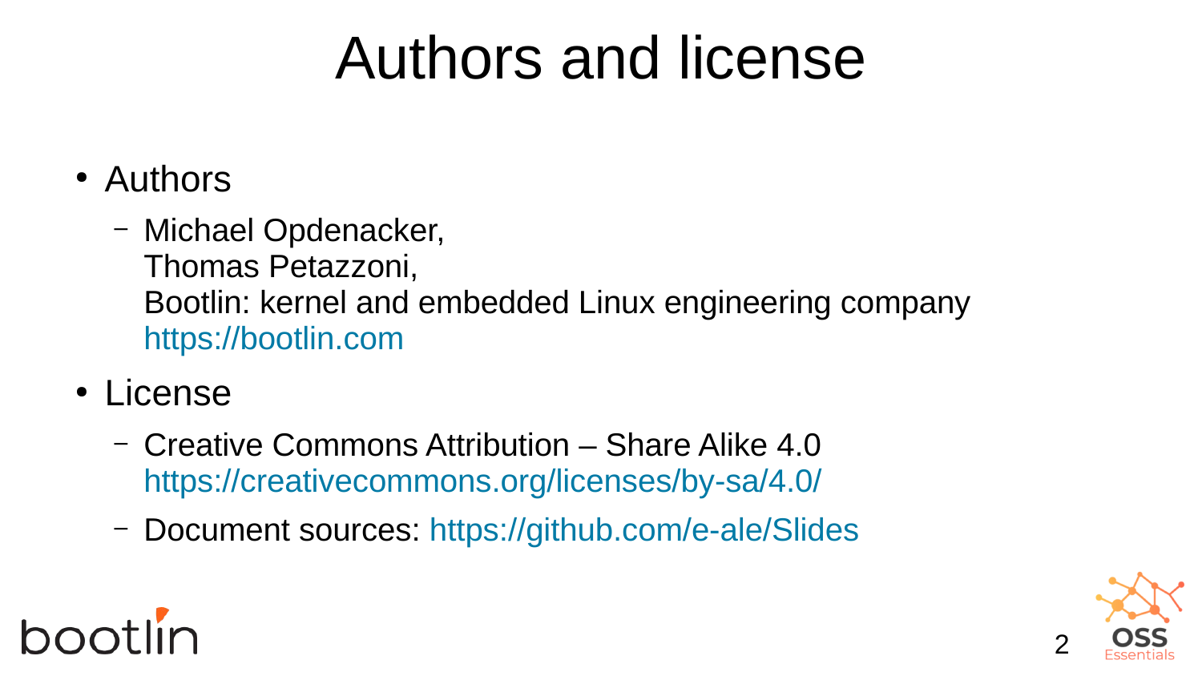# Authors and license

- Authors
  - Michael Opdenacker,
    Thomas Petazzoni,
    Bootlin: kernel and embedded Linux engineering company
    https://bootlin.com
- License
  - Creative Commons Attribution – Share Alike 4.0
    https://creativecommons.org/licenses/by-sa/4.0/
  - Document sources: https://github.com/e-ale/Slides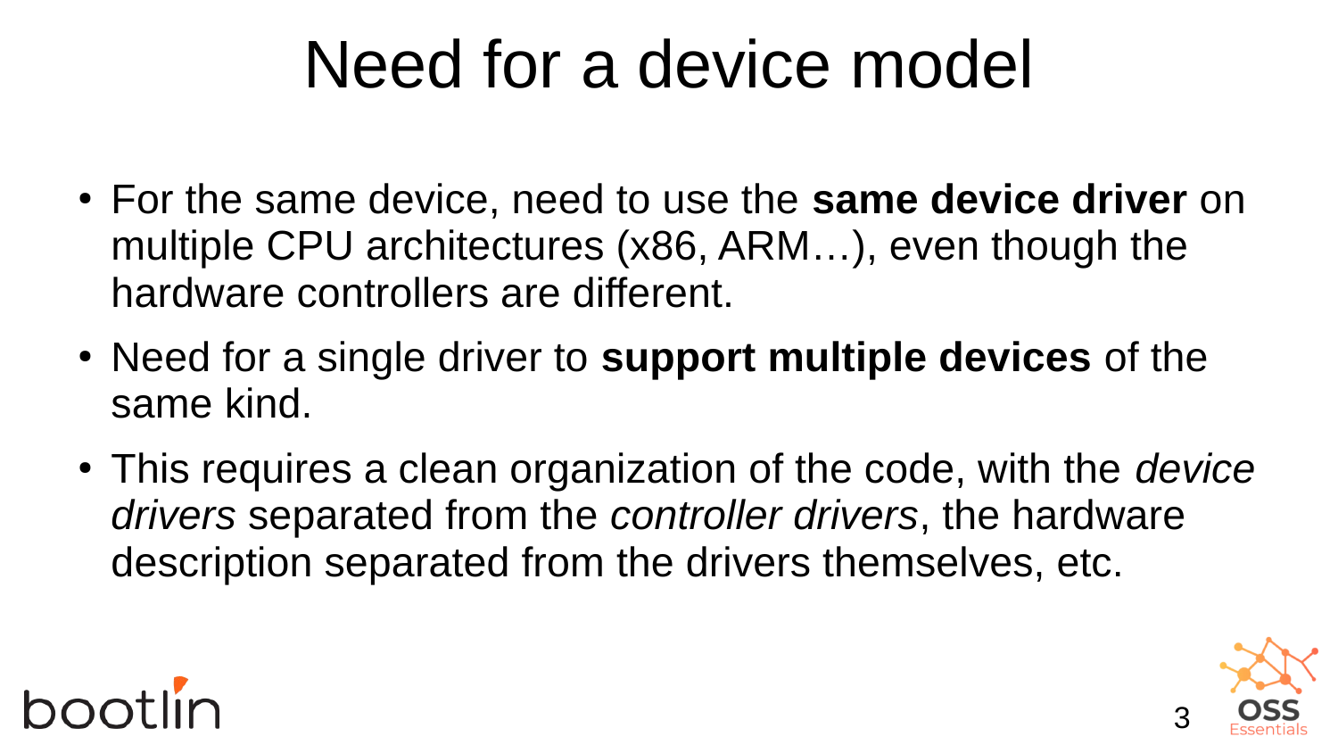# Need for a device model

- For the same device, need to use the **same device driver** on multiple CPU architectures (x86, ARM…), even though the hardware controllers are different.
- Need for a single driver to **support multiple devices** of the same kind.
- This requires a clean organization of the code, with the *device drivers* separated from the *controller drivers*, the hardware description separated from the drivers themselves, etc.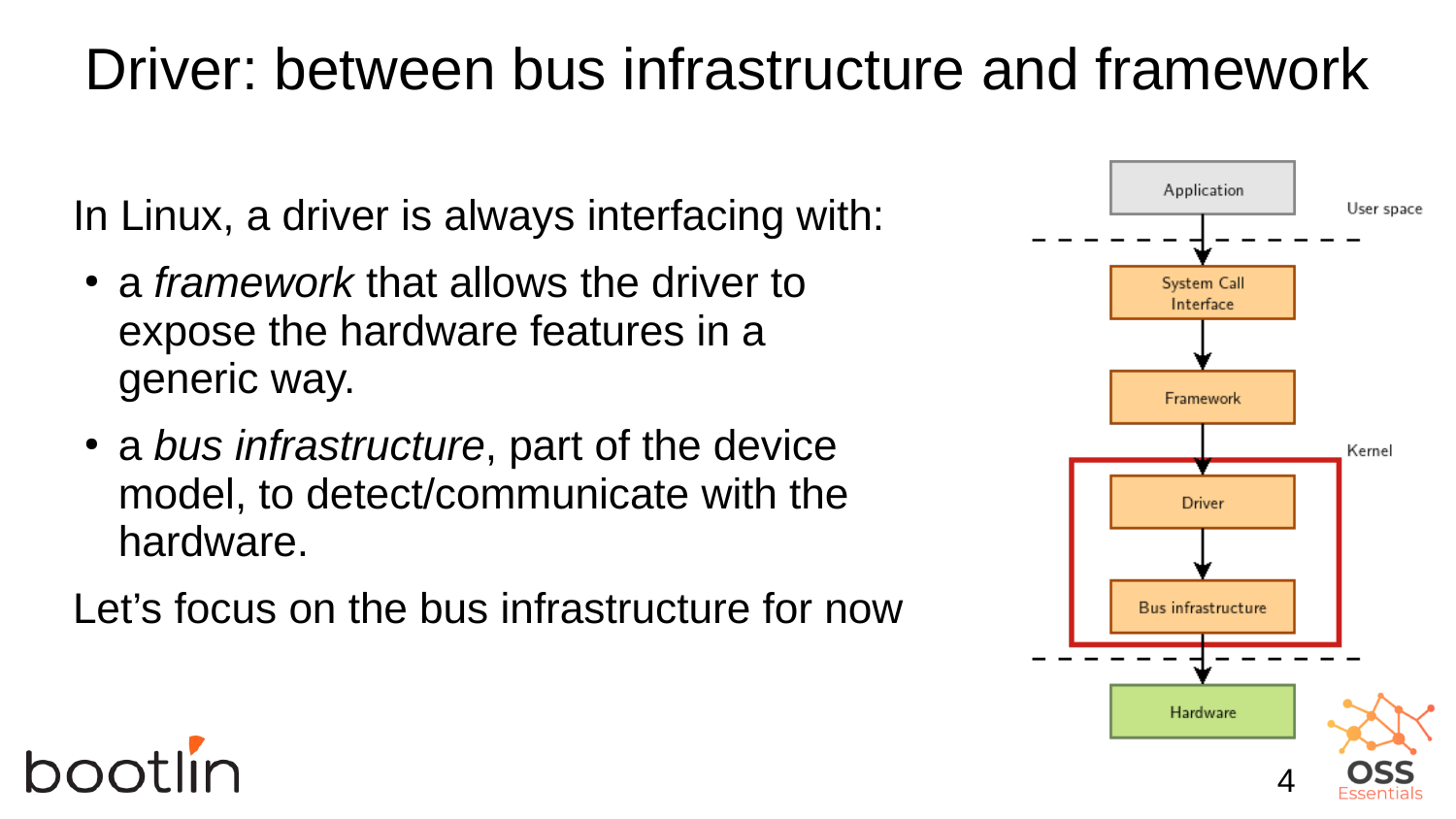# Driver: between bus infrastructure and framework

In Linux, a driver is always interfacing with:

- a *framework* that allows the driver to expose the hardware features in a generic way.
- a *bus infrastructure*, part of the device model, to detect/communicate with the hardware.

Let's focus on the bus infrastructure for now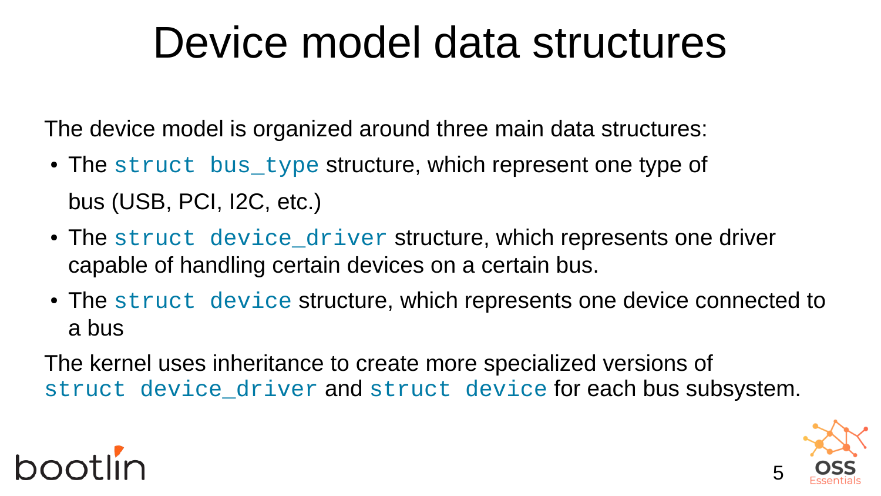# Device model data structures

The device model is organized around three main data structures:

- The `struct bus_type` structure, which represent one type of bus (USB, PCI, I2C, etc.)
- The `struct device_driver` structure, which represents one driver capable of handling certain devices on a certain bus.
- The `struct device` structure, which represents one device connected to a bus

The kernel uses inheritance to create more specialized versions of `struct device_driver` and `struct device` for each bus subsystem.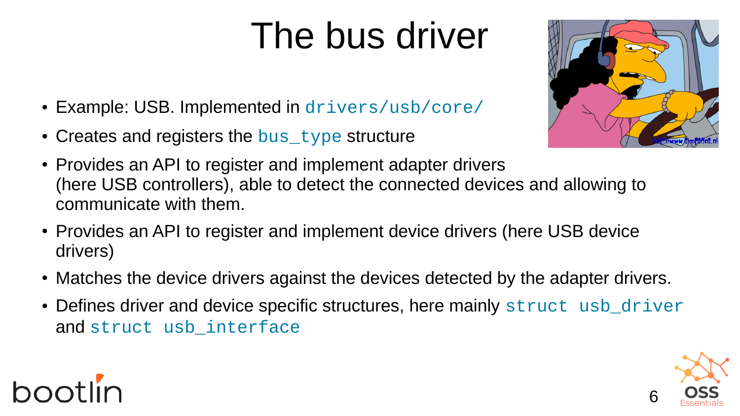# The bus driver

- Example: USB. Implemented in `drivers/usb/core/`
- Creates and registers the `bus_type` structure
- Provides an API to register and implement adapter drivers (here USB controllers), able to detect the connected devices and allowing to communicate with them.
- Provides an API to register and implement device drivers (here USB device drivers)
- Matches the device drivers against the devices detected by the adapter drivers.
- Defines driver and device specific structures, here mainly `struct usb_driver` and `struct usb_interface`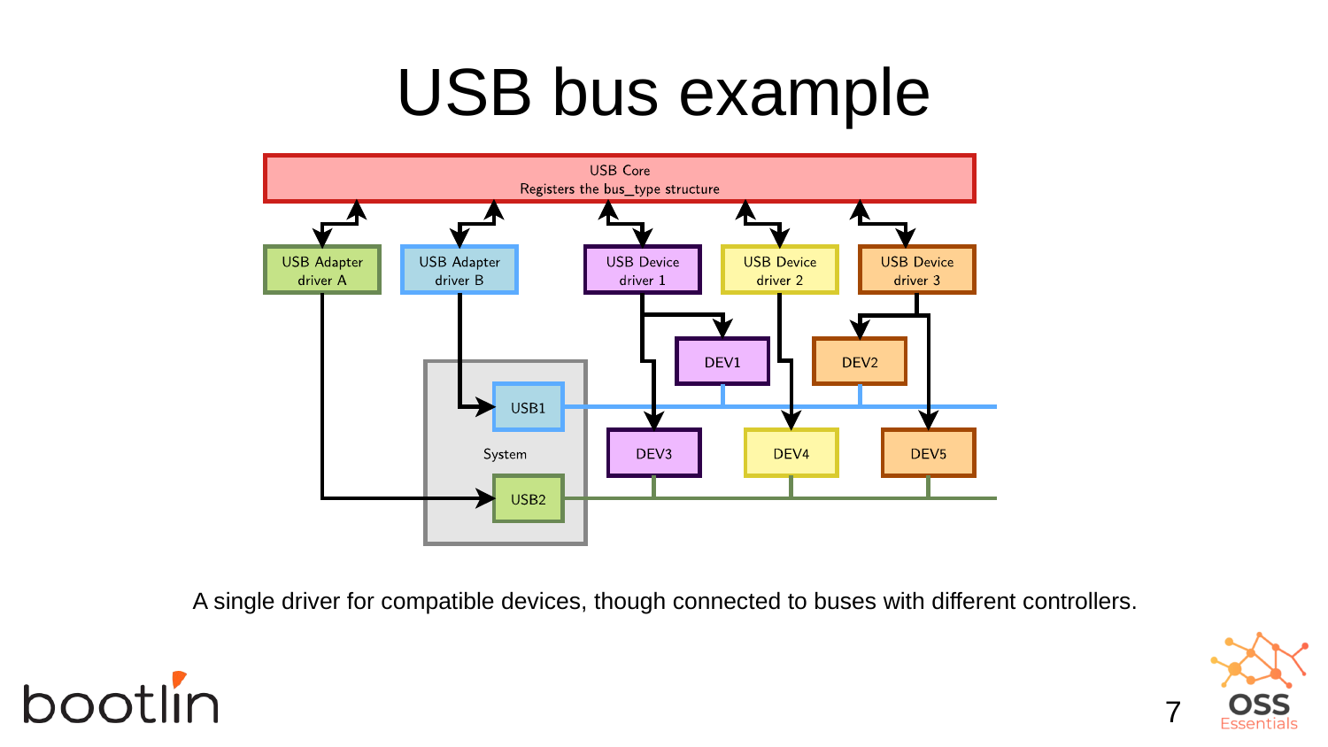# USB bus example

USB Core
Registers the bus_type structure

USB Adapter driver A

USB Adapter driver B

USB Device driver 1

USB Device driver 2

USB Device driver 3

DEV1

DEV2

USB1

System

DEV3

DEV4

DEV5

USB2

A single driver for compatible devices, though connected to buses with different controllers.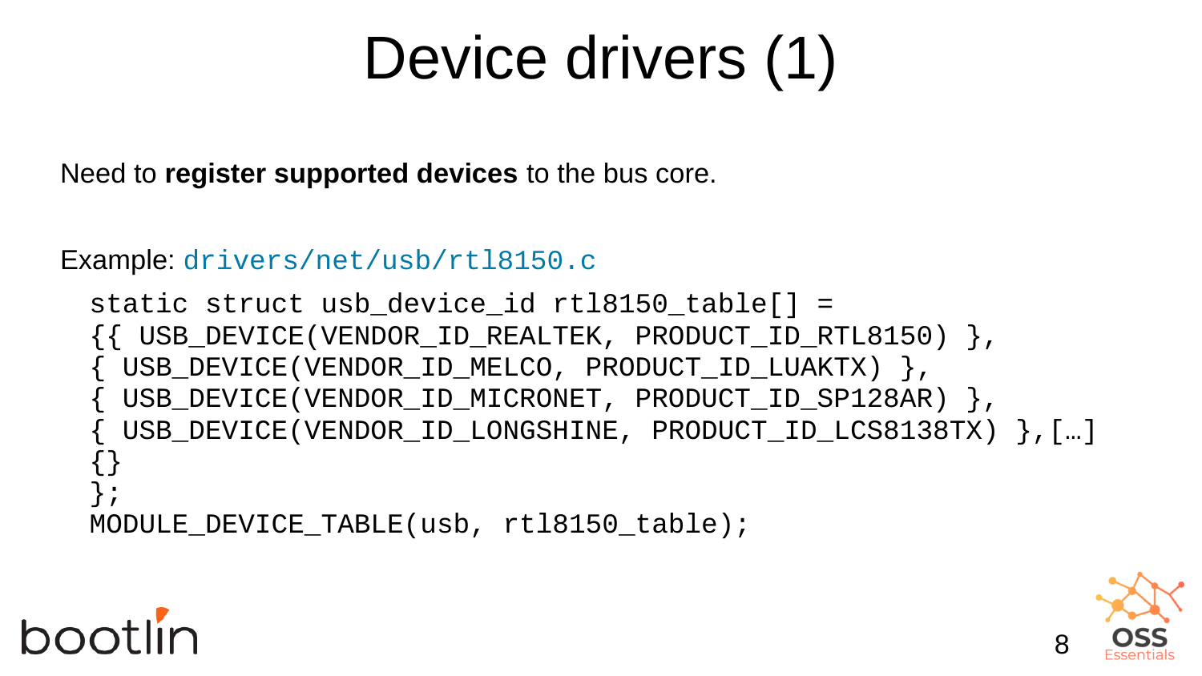# Device drivers (1)

Need to **register supported devices** to the bus core.

Example: `drivers/net/usb/rtl8150.c`

```
static struct usb_device_id rtl8150_table[] =
{{ USB_DEVICE(VENDOR_ID_REALTEK, PRODUCT_ID_RTL8150) },
{ USB_DEVICE(VENDOR_ID_MELCO, PRODUCT_ID_LUAKTX) },
{ USB_DEVICE(VENDOR_ID_MICRONET, PRODUCT_ID_SP128AR) },
{ USB_DEVICE(VENDOR_ID_LONGSHINE, PRODUCT_ID_LCS8138TX) },[…]
{}
};
MODULE_DEVICE_TABLE(usb, rtl8150_table);
```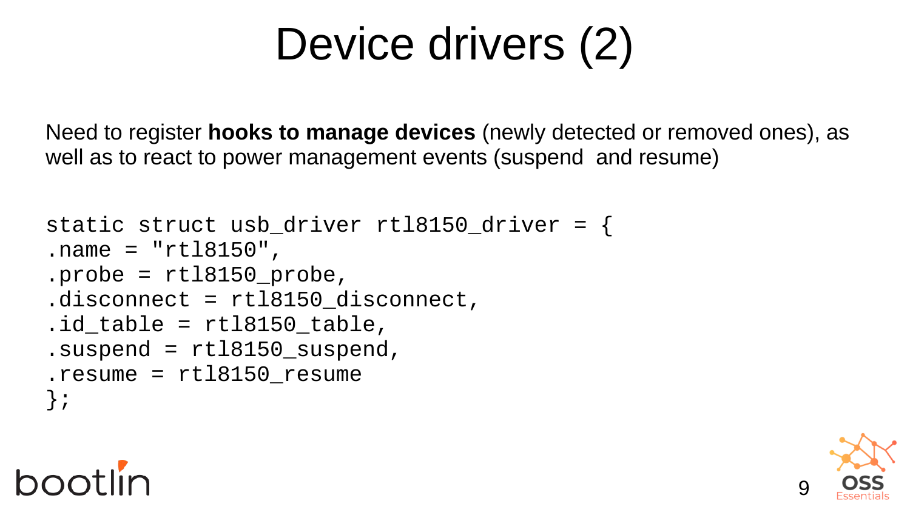# Device drivers (2)

Need to register **hooks to manage devices** (newly detected or removed ones), as well as to react to power management events (suspend  and resume)

```
static struct usb_driver rtl8150_driver = {
.name = "rtl8150",
.probe = rtl8150_probe,
.disconnect = rtl8150_disconnect,
.id_table = rtl8150_table,
.suspend = rtl8150_suspend,
.resume = rtl8150_resume
};
```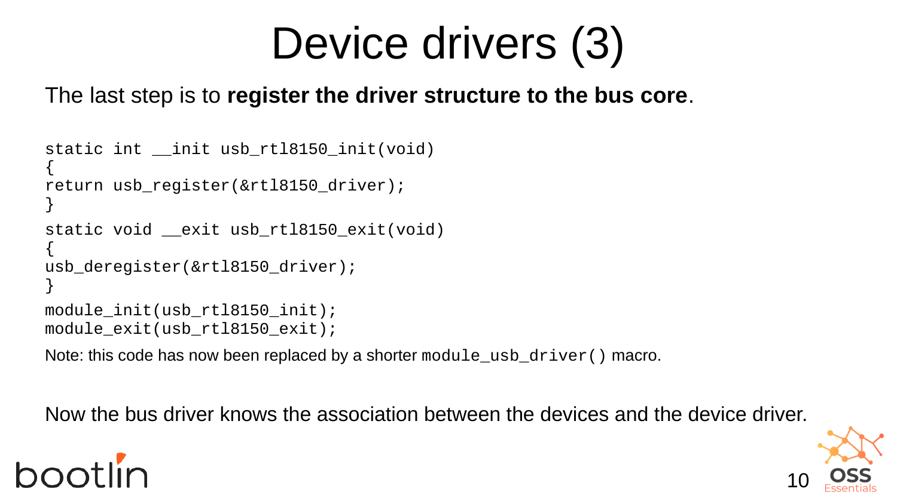# Device drivers (3)

The last step is to **register the driver structure to the bus core**.

```
static int __init usb_rtl8150_init(void)
{
return usb_register(&rtl8150_driver);
}
static void __exit usb_rtl8150_exit(void)
{
usb_deregister(&rtl8150_driver);
}
module_init(usb_rtl8150_init);
module_exit(usb_rtl8150_exit);
```

Note: this code has now been replaced by a shorter `module_usb_driver()` macro.

Now the bus driver knows the association between the devices and the device driver.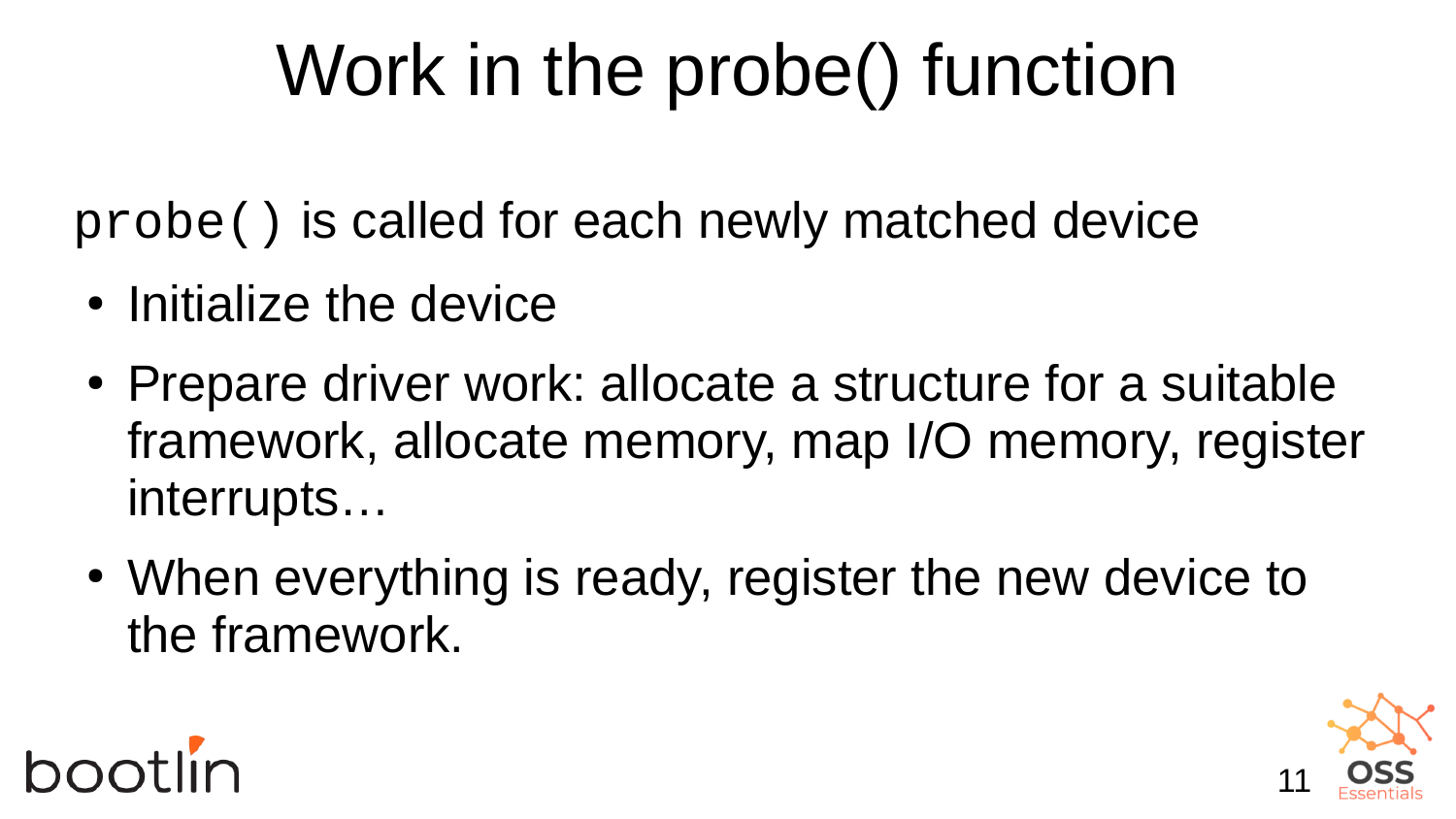# Work in the probe() function

`probe()` is called for each newly matched device

- Initialize the device
- Prepare driver work: allocate a structure for a suitable framework, allocate memory, map I/O memory, register interrupts…
- When everything is ready, register the new device to the framework.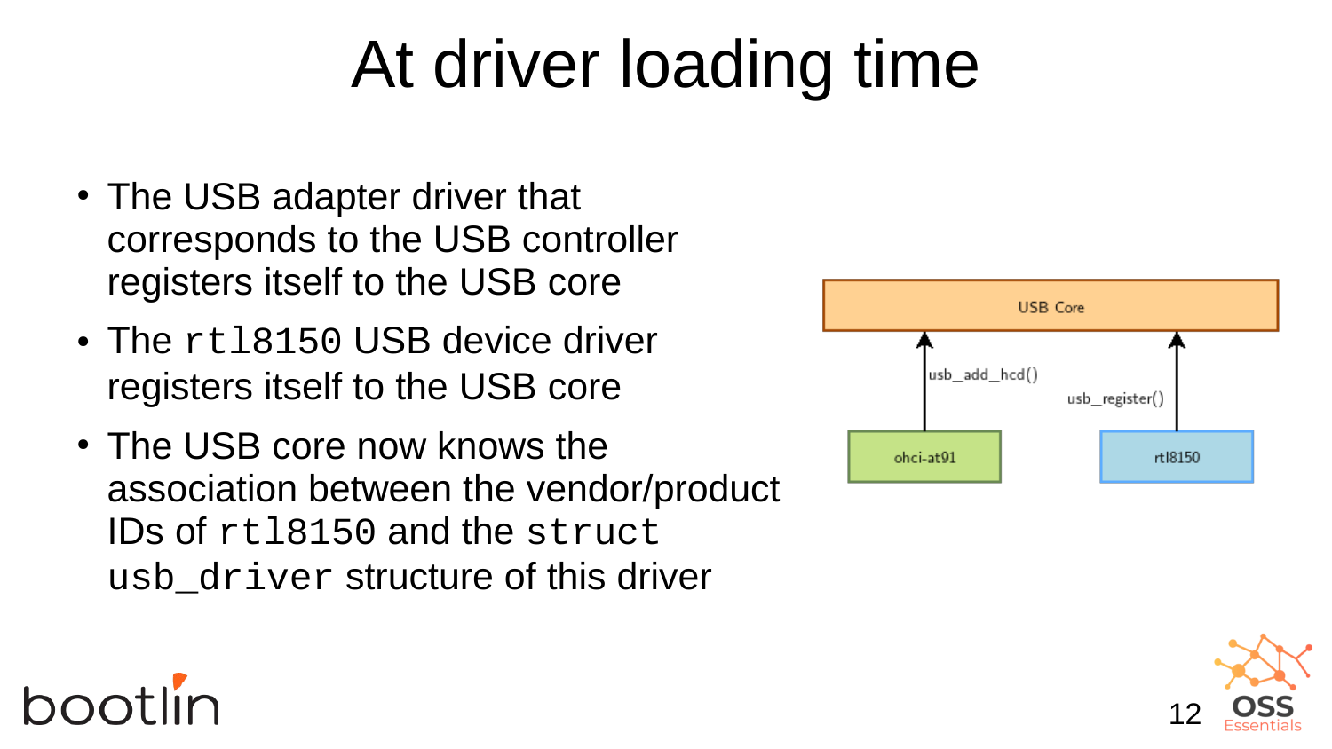# At driver loading time

- The USB adapter driver that corresponds to the USB controller registers itself to the USB core
- The `rtl8150` USB device driver registers itself to the USB core
- The USB core now knows the association between the vendor/product IDs of `rtl8150` and the `struct usb_driver` structure of this driver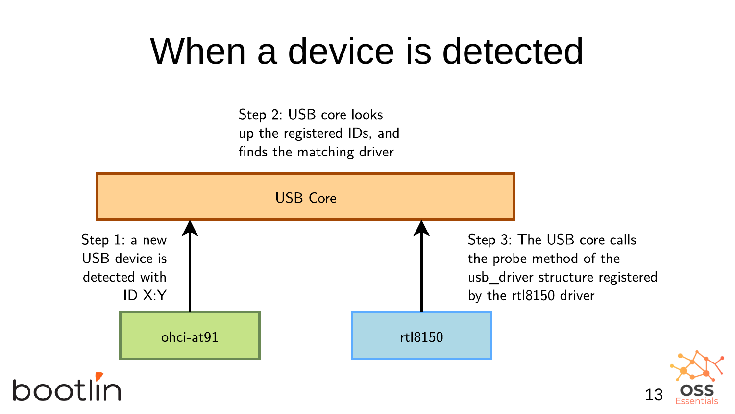# When a device is detected

Step 2: USB core looks up the registered IDs, and finds the matching driver

USB Core

Step 1: a new USB device is detected with ID X:Y

Step 3: The USB core calls the probe method of the usb_driver structure registered by the rtl8150 driver

ohci-at91

rtl8150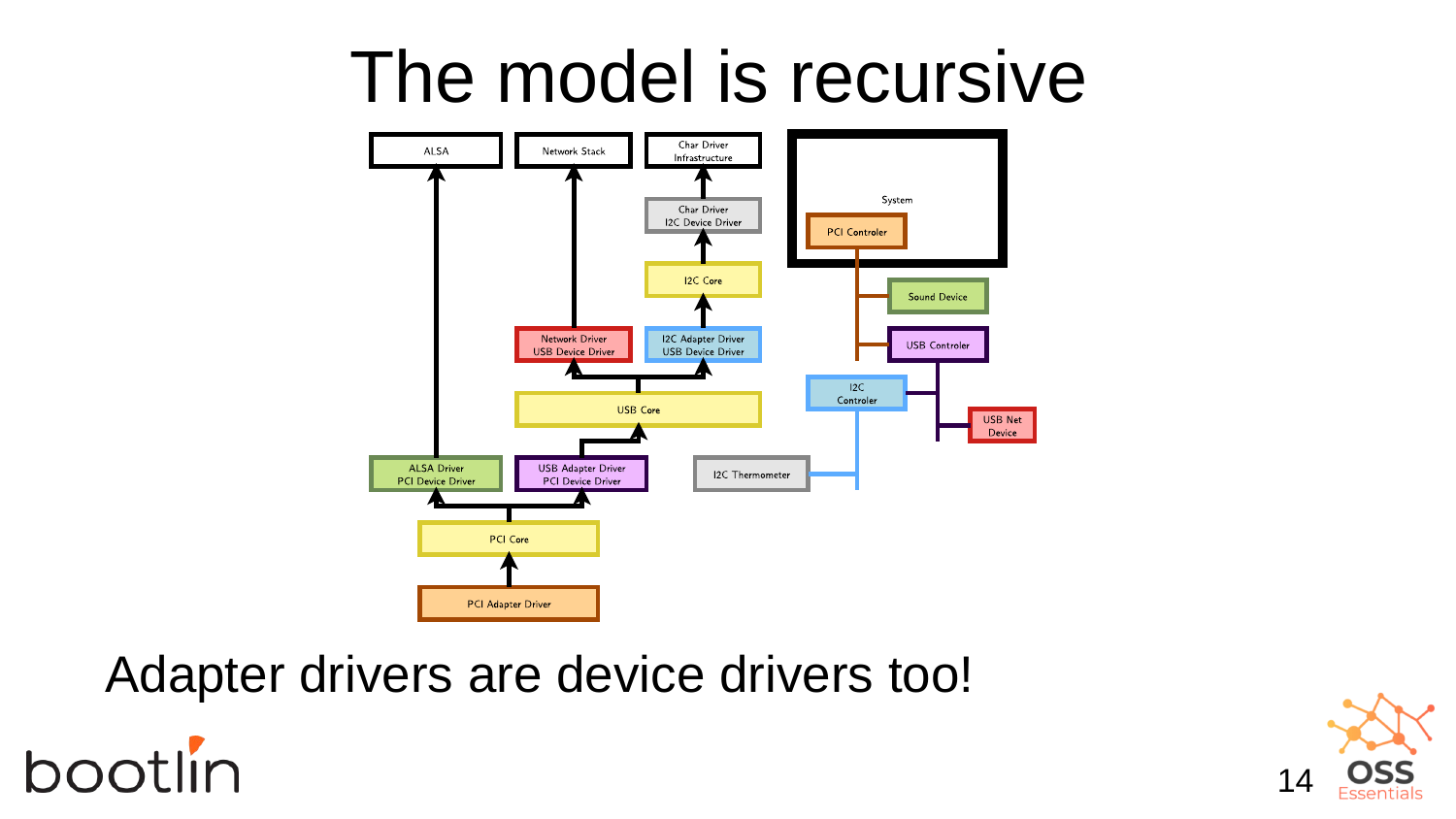# The model is recursive

Adapter drivers are device drivers too!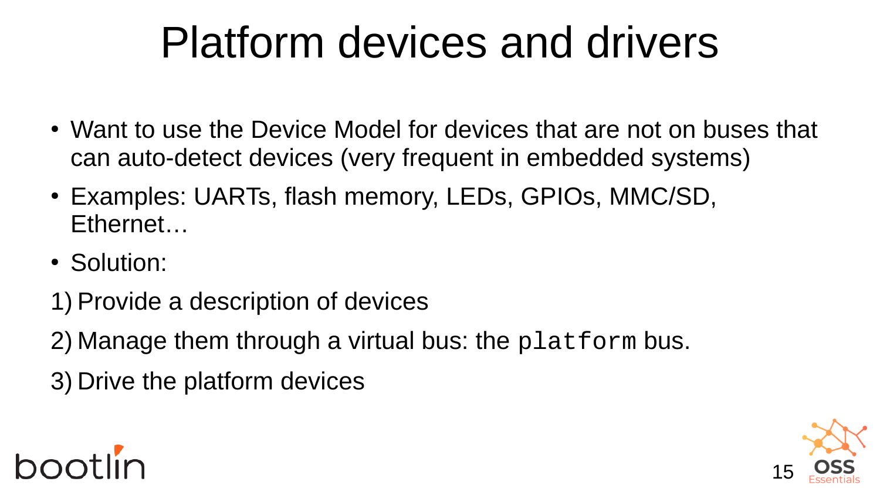# Platform devices and drivers

- Want to use the Device Model for devices that are not on buses that can auto-detect devices (very frequent in embedded systems)
- Examples: UARTs, flash memory, LEDs, GPIOs, MMC/SD, Ethernet…
- Solution:

1) Provide a description of devices
2) Manage them through a virtual bus: the `platform` bus.
3) Drive the platform devices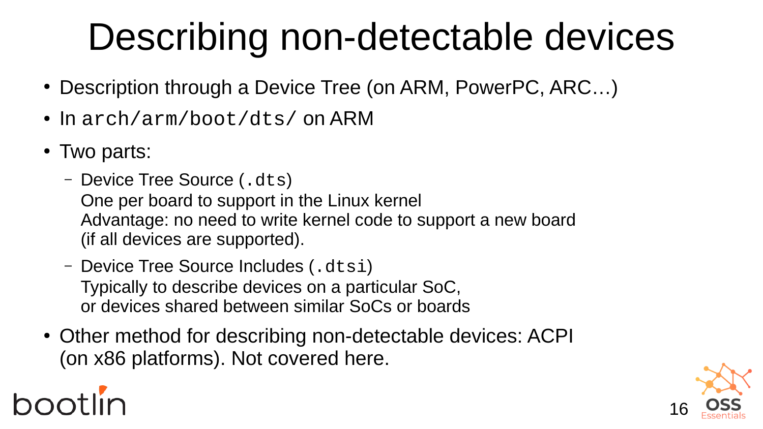# Describing non-detectable devices

- Description through a Device Tree (on ARM, PowerPC, ARC…)
- In `arch/arm/boot/dts/` on ARM
- Two parts:
  - Device Tree Source (`.dts`)
    One per board to support in the Linux kernel
    Advantage: no need to write kernel code to support a new board (if all devices are supported).
  - Device Tree Source Includes (`.dtsi`)
    Typically to describe devices on a particular SoC, or devices shared between similar SoCs or boards
- Other method for describing non-detectable devices: ACPI (on x86 platforms). Not covered here.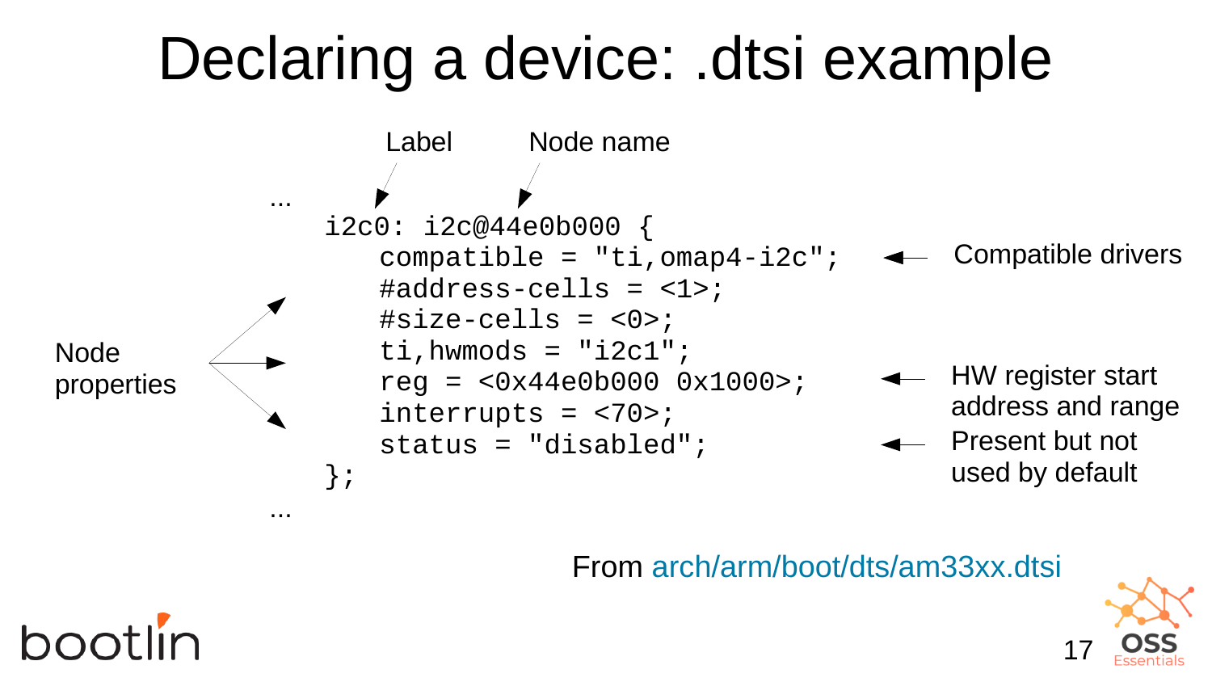# Declaring a device: .dtsi example

Label → `i2c0`
Node name → `i2c@44e0b000`

```
...
    i2c0: i2c@44e0b000 {
        compatible = "ti,omap4-i2c";
        #address-cells = <1>;
        #size-cells = <0>;
        ti,hwmods = "i2c1";
        reg = <0x44e0b000 0x1000>;
        interrupts = <70>;
        status = "disabled";
    };
...
```

- Node properties: the lines inside the braces
- `compatible = "ti,omap4-i2c";` → Compatible drivers
- `reg = <0x44e0b000 0x1000>;` → HW register start address and range
- `status = "disabled";` → Present but not used by default

From arch/arm/boot/dts/am33xx.dtsi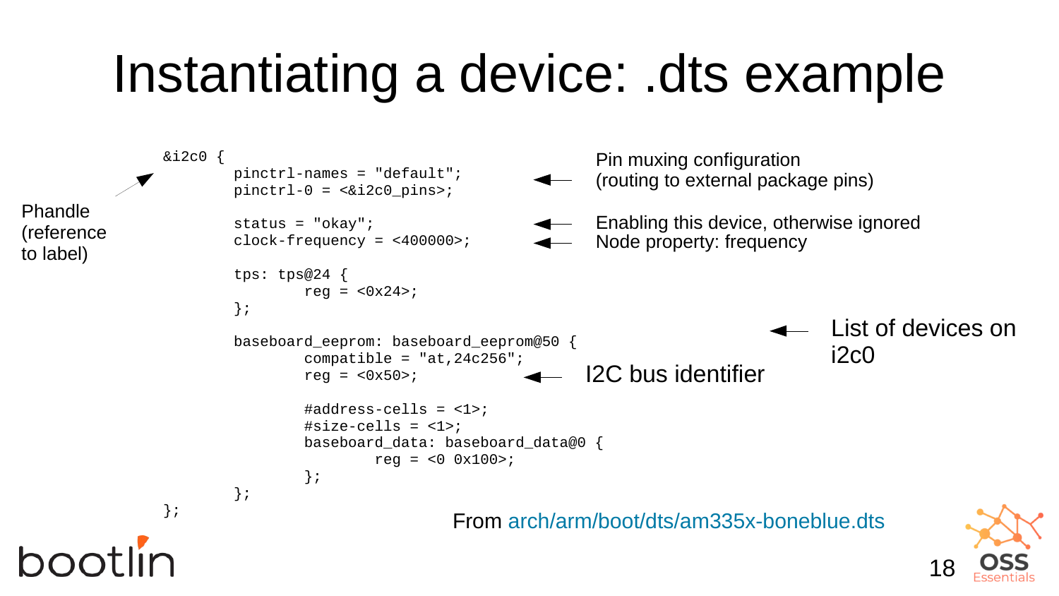# Instantiating a device: .dts example

```
&i2c0 {
        pinctrl-names = "default";
        pinctrl-0 = <&i2c0_pins>;

        status = "okay";
        clock-frequency = <400000>;

        tps: tps@24 {
                reg = <0x24>;
        };

        baseboard_eeprom: baseboard_eeprom@50 {
                compatible = "at,24c256";
                reg = <0x50>;

                #address-cells = <1>;
                #size-cells = <1>;
                baseboard_data: baseboard_data@0 {
                        reg = <0 0x100>;
                };
        };
};
```

- Phandle (reference to label) — `&i2c0`
- Pin muxing configuration (routing to external package pins) — `pinctrl-names`, `pinctrl-0`
- Enabling this device, otherwise ignored — `status`
- Node property: frequency — `clock-frequency`
- List of devices on i2c0 — `tps@24`, `baseboard_eeprom@50`
- I2C bus identifier — `reg = <0x50>;`

From arch/arm/boot/dts/am335x-boneblue.dts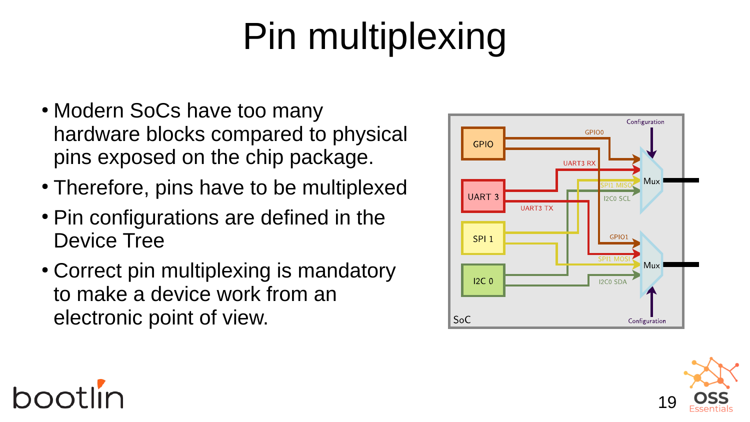# Pin multiplexing

- Modern SoCs have too many hardware blocks compared to physical pins exposed on the chip package.
- Therefore, pins have to be multiplexed
- Pin configurations are defined in the Device Tree
- Correct pin multiplexing is mandatory to make a device work from an electronic point of view.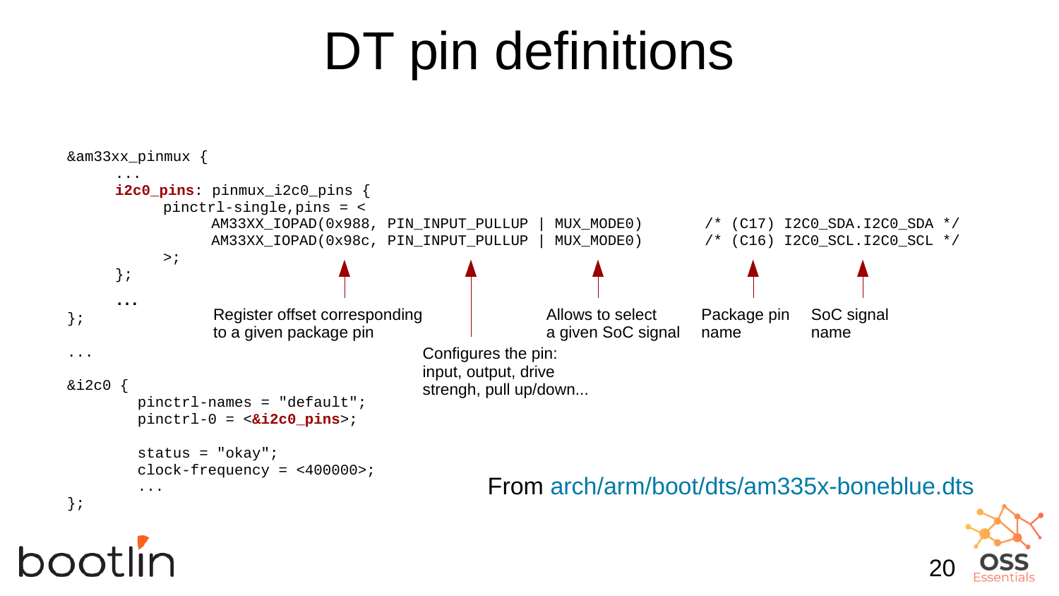# DT pin definitions

```
&am33xx_pinmux {
     ...
     i2c0_pins: pinmux_i2c0_pins {
          pinctrl-single,pins = <
               AM33XX_IOPAD(0x988, PIN_INPUT_PULLUP | MUX_MODE0)      /* (C17) I2C0_SDA.I2C0_SDA */
               AM33XX_IOPAD(0x98c, PIN_INPUT_PULLUP | MUX_MODE0)      /* (C16) I2C0_SCL.I2C0_SCL */
          >;
     };
     ...
};

...

&i2c0 {
        pinctrl-names = "default";
        pinctrl-0 = <&i2c0_pins>;

        status = "okay";
        clock-frequency = <400000>;
        ...
};
```

- Register offset corresponding to a given package pin
- Configures the pin: input, output, drive strengh, pull up/down...
- Allows to select a given SoC signal
- Package pin name
- SoC signal name

From arch/arm/boot/dts/am335x-boneblue.dts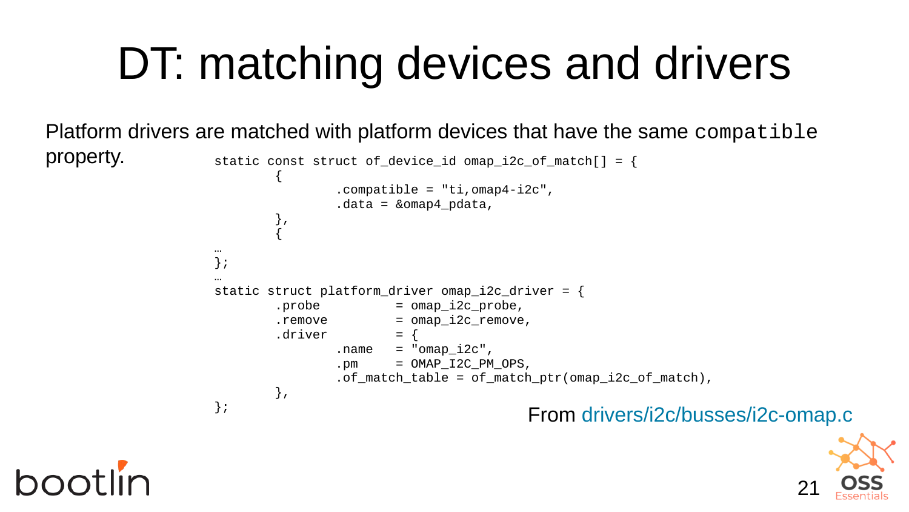# DT: matching devices and drivers

Platform drivers are matched with platform devices that have the same `compatible` property.

```
static const struct of_device_id omap_i2c_of_match[] = {
        {
                .compatible = "ti,omap4-i2c",
                .data = &omap4_pdata,
        },
        {
…
};
…
static struct platform_driver omap_i2c_driver = {
        .probe          = omap_i2c_probe,
        .remove         = omap_i2c_remove,
        .driver         = {
                .name   = "omap_i2c",
                .pm     = OMAP_I2C_PM_OPS,
                .of_match_table = of_match_ptr(omap_i2c_of_match),
        },
};
```

From drivers/i2c/busses/i2c-omap.c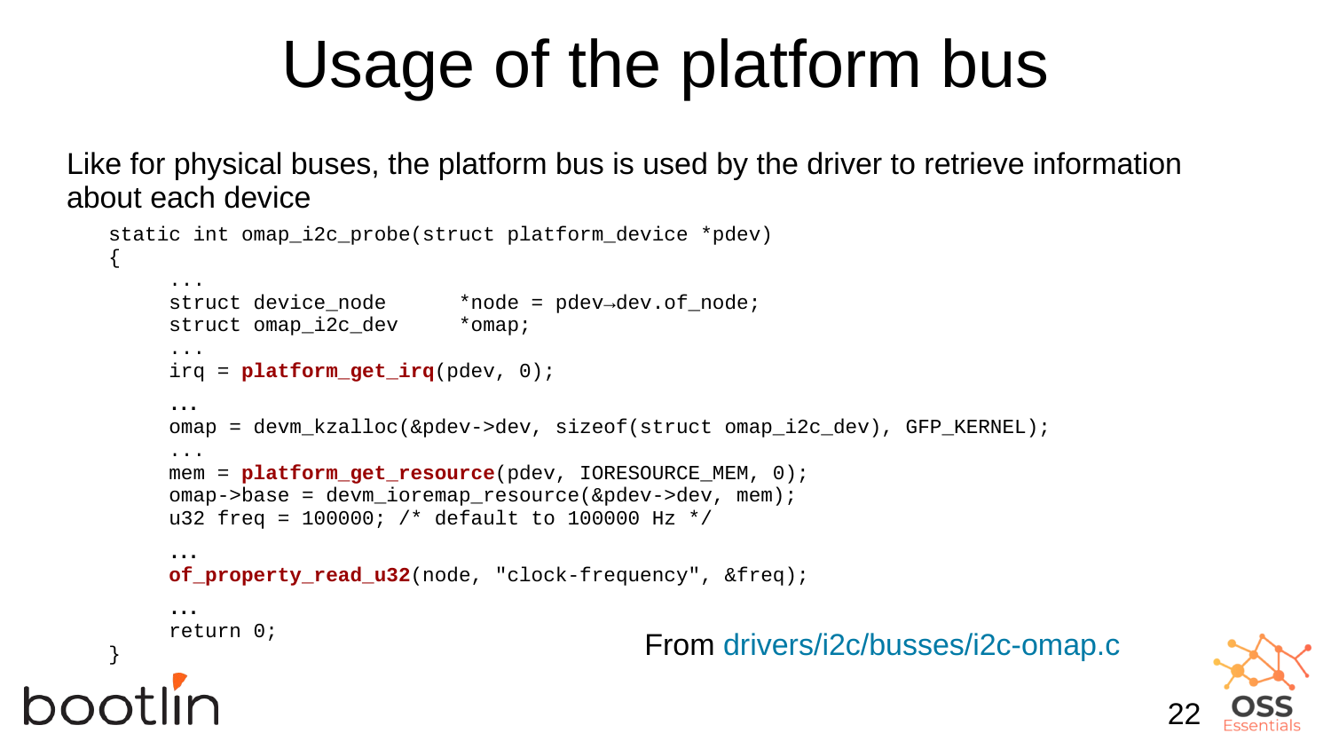# Usage of the platform bus

Like for physical buses, the platform bus is used by the driver to retrieve information about each device

```
static int omap_i2c_probe(struct platform_device *pdev)
{
     ...
     struct device_node      *node = pdev→dev.of_node;
     struct omap_i2c_dev     *omap;
     ...
     irq = platform_get_irq(pdev, 0);

     …
     omap = devm_kzalloc(&pdev->dev, sizeof(struct omap_i2c_dev), GFP_KERNEL);
     ...
     mem = platform_get_resource(pdev, IORESOURCE_MEM, 0);
     omap->base = devm_ioremap_resource(&pdev->dev, mem);
     u32 freq = 100000; /* default to 100000 Hz */

     …
     of_property_read_u32(node, "clock-frequency", &freq);

     …
     return 0;
}
```

From drivers/i2c/busses/i2c-omap.c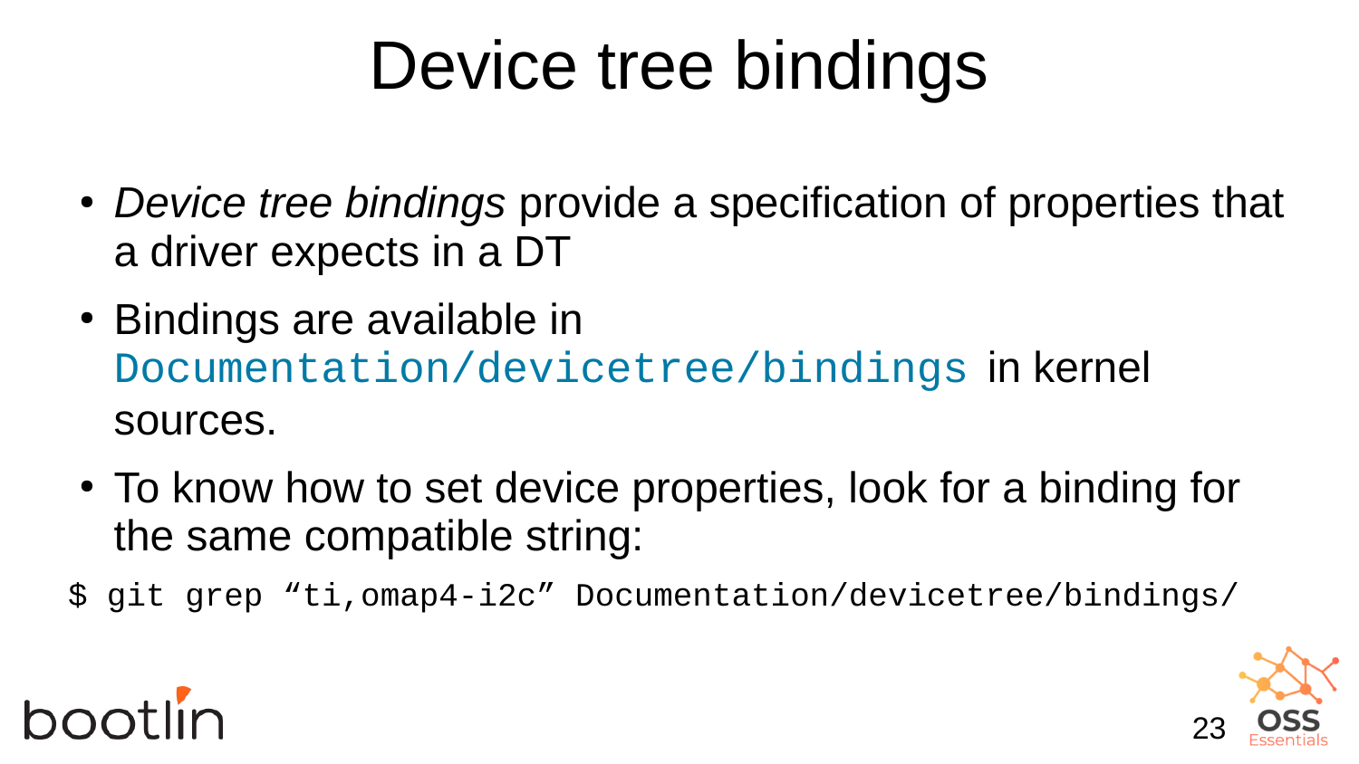# Device tree bindings

- *Device tree bindings* provide a specification of properties that a driver expects in a DT
- Bindings are available in `Documentation/devicetree/bindings` in kernel sources.
- To know how to set device properties, look for a binding for the same compatible string:

```
$ git grep “ti,omap4-i2c” Documentation/devicetree/bindings/
```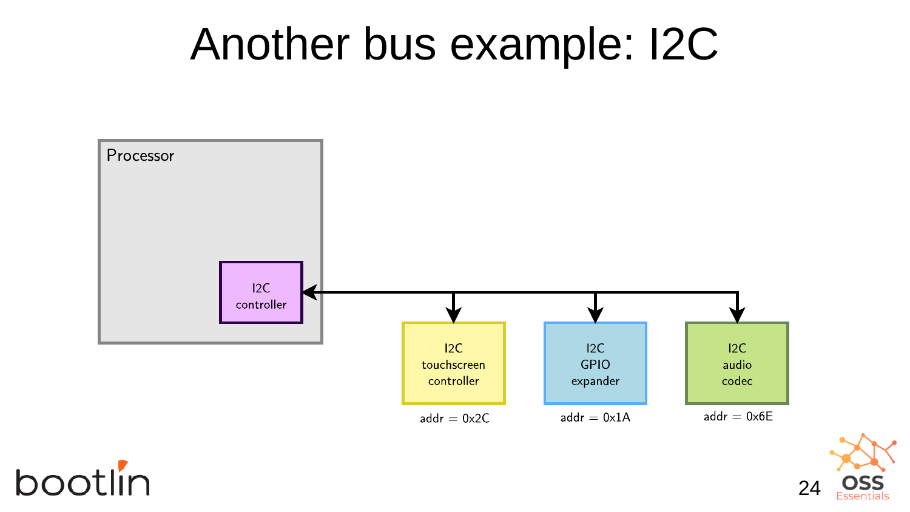# Another bus example: I2C

Processor

I2C controller

I2C touchscreen controller

addr = 0x2C

I2C GPIO expander

addr = 0x1A

I2C audio codec

addr = 0x6E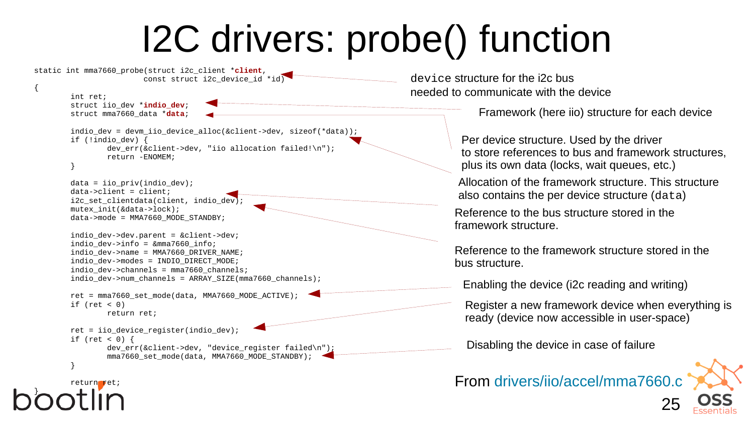# I2C drivers: probe() function

```
static int mma7660_probe(struct i2c_client *client,
                         const struct i2c_device_id *id)
{
        int ret;
        struct iio_dev *indio_dev;
        struct mma7660_data *data;

        indio_dev = devm_iio_device_alloc(&client->dev, sizeof(*data));
        if (!indio_dev) {
                dev_err(&client->dev, "iio allocation failed!\n");
                return -ENOMEM;
        }

        data = iio_priv(indio_dev);
        data->client = client;
        i2c_set_clientdata(client, indio_dev);
        mutex_init(&data->lock);
        data->mode = MMA7660_MODE_STANDBY;

        indio_dev->dev.parent = &client->dev;
        indio_dev->info = &mma7660_info;
        indio_dev->name = MMA7660_DRIVER_NAME;
        indio_dev->modes = INDIO_DIRECT_MODE;
        indio_dev->channels = mma7660_channels;
        indio_dev->num_channels = ARRAY_SIZE(mma7660_channels);

        ret = mma7660_set_mode(data, MMA7660_MODE_ACTIVE);
        if (ret < 0)
                return ret;

        ret = iio_device_register(indio_dev);
        if (ret < 0) {
                dev_err(&client->dev, "device_register failed\n");
                mma7660_set_mode(data, MMA7660_MODE_STANDBY);
        }

        return ret;
}
```

- `device` structure for the i2c bus needed to communicate with the device
- Framework (here iio) structure for each device
- Per device structure. Used by the driver to store references to bus and framework structures, plus its own data (locks, wait queues, etc.)
- Allocation of the framework structure. This structure also contains the per device structure (`data`)
- Reference to the bus structure stored in the framework structure.
- Reference to the framework structure stored in the bus structure.
- Enabling the device (i2c reading and writing)
- Register a new framework device when everything is ready (device now accessible in user-space)
- Disabling the device in case of failure

From drivers/iio/accel/mma7660.c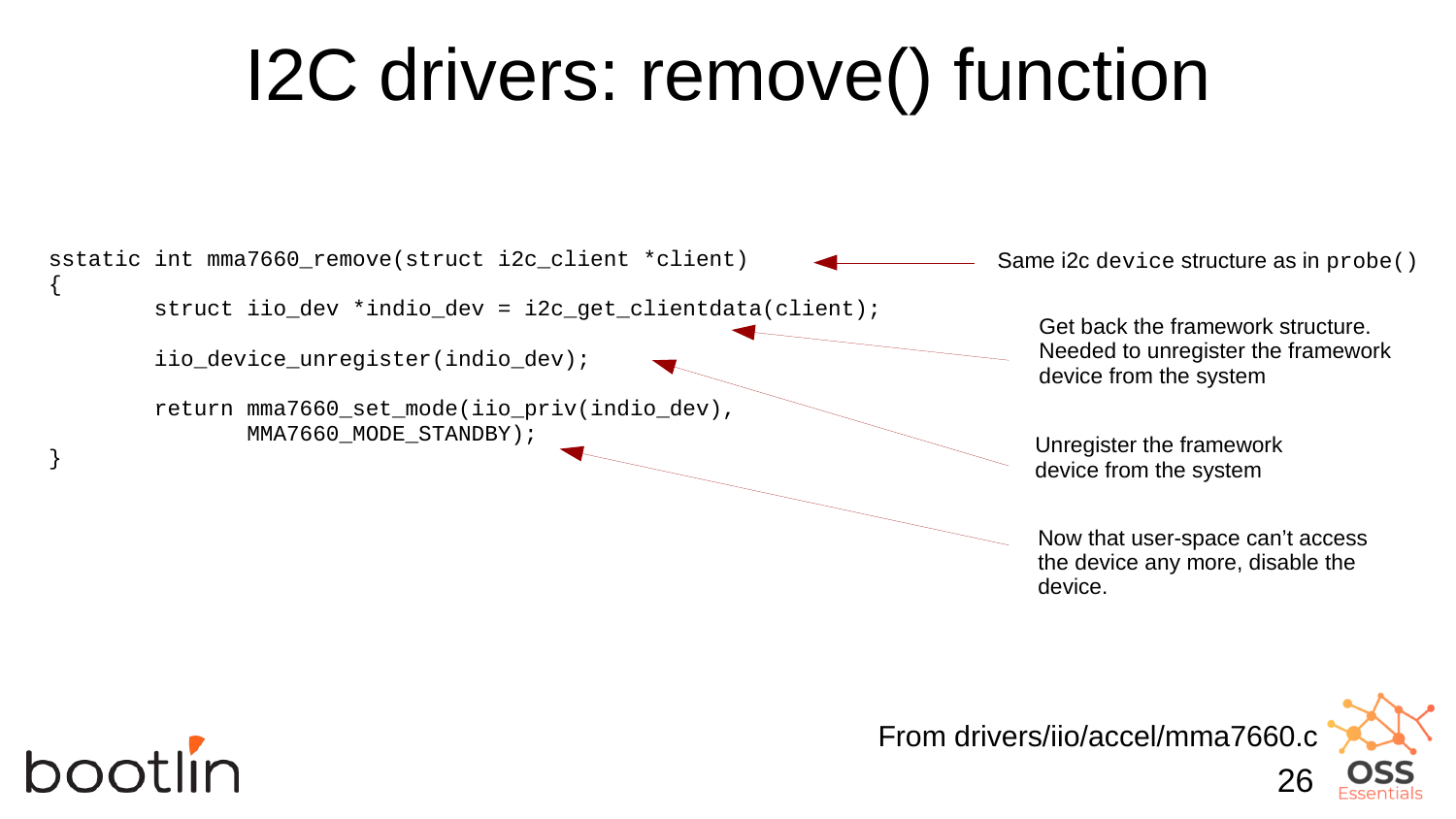# I2C drivers: remove() function

```
sstatic int mma7660_remove(struct i2c_client *client)
{
        struct iio_dev *indio_dev = i2c_get_clientdata(client);

        iio_device_unregister(indio_dev);

        return mma7660_set_mode(iio_priv(indio_dev),
                MMA7660_MODE_STANDBY);
}
```

- Same i2c `device` structure as in `probe()`
- Get back the framework structure. Needed to unregister the framework device from the system
- Unregister the framework device from the system
- Now that user-space can't access the device any more, disable the device.

From drivers/iio/accel/mma7660.c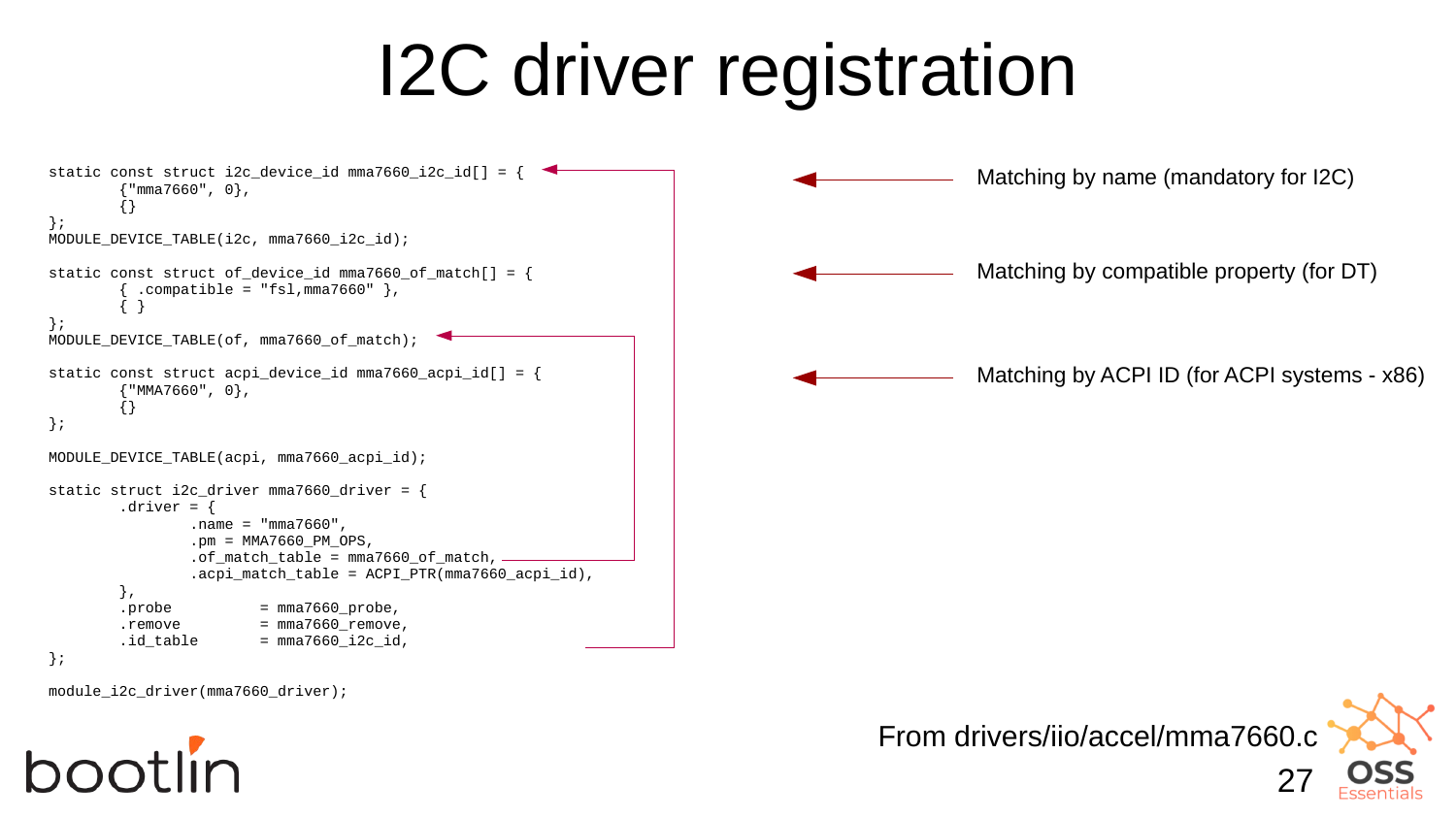# I2C driver registration

```
static const struct i2c_device_id mma7660_i2c_id[] = {
        {"mma7660", 0},
        {}
};
MODULE_DEVICE_TABLE(i2c, mma7660_i2c_id);

static const struct of_device_id mma7660_of_match[] = {
        { .compatible = "fsl,mma7660" },
        { }
};
MODULE_DEVICE_TABLE(of, mma7660_of_match);

static const struct acpi_device_id mma7660_acpi_id[] = {
        {"MMA7660", 0},
        {}
};

MODULE_DEVICE_TABLE(acpi, mma7660_acpi_id);

static struct i2c_driver mma7660_driver = {
        .driver = {
                .name = "mma7660",
                .pm = MMA7660_PM_OPS,
                .of_match_table = mma7660_of_match,
                .acpi_match_table = ACPI_PTR(mma7660_acpi_id),
        },
        .probe          = mma7660_probe,
        .remove         = mma7660_remove,
        .id_table       = mma7660_i2c_id,
};

module_i2c_driver(mma7660_driver);
```

- Matching by name (mandatory for I2C)
- Matching by compatible property (for DT)
- Matching by ACPI ID (for ACPI systems - x86)

From drivers/iio/accel/mma7660.c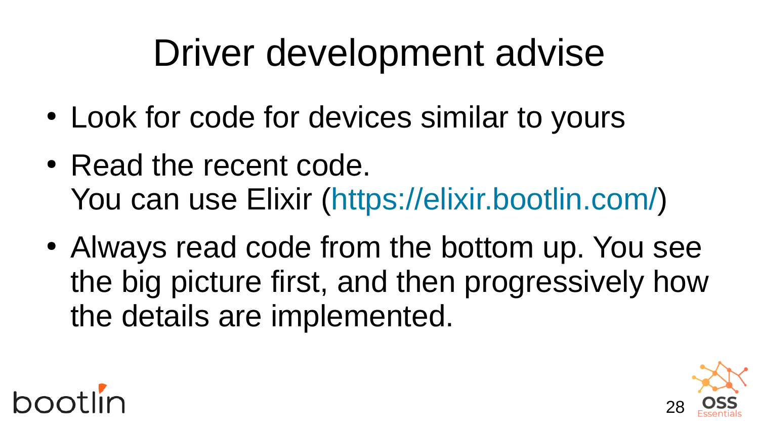# Driver development advise

- Look for code for devices similar to yours
- Read the recent code.
  You can use Elixir (https://elixir.bootlin.com/)
- Always read code from the bottom up. You see the big picture first, and then progressively how the details are implemented.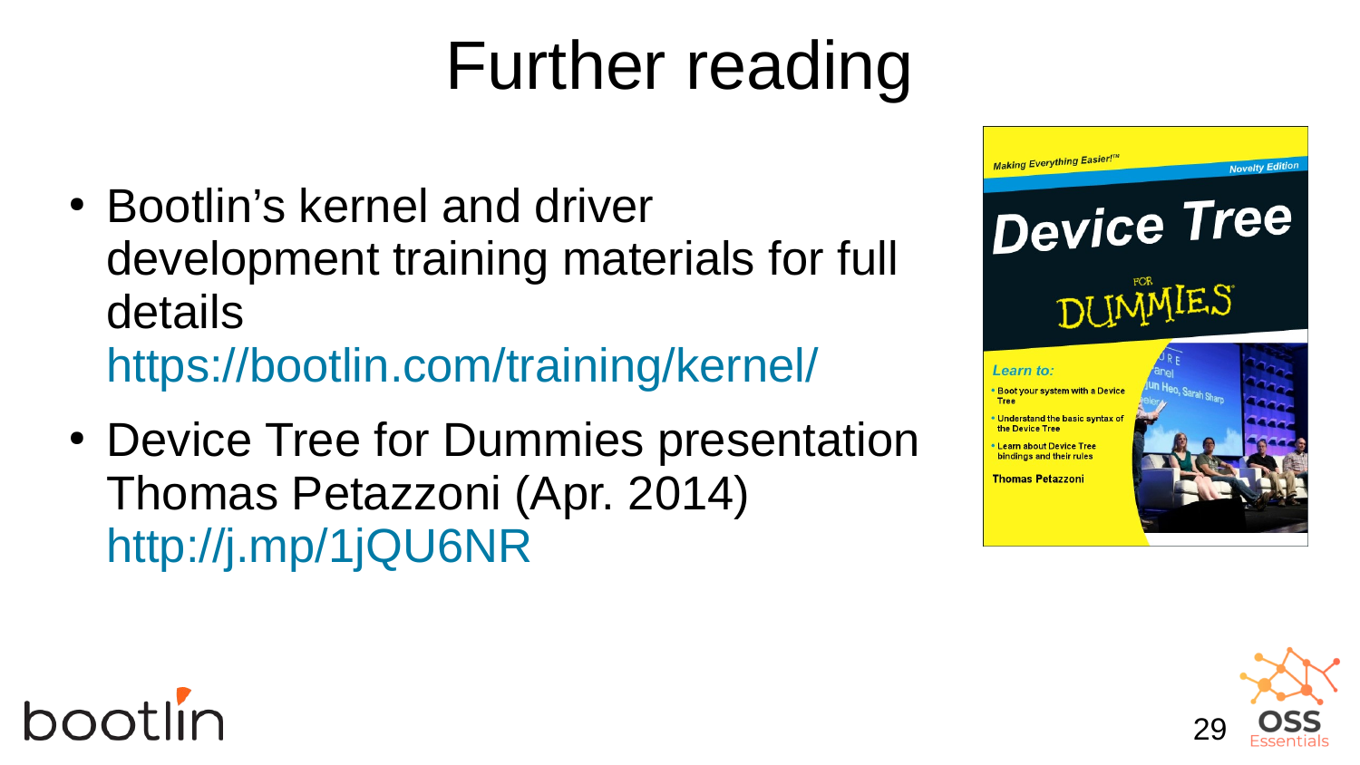# Further reading

- Bootlin's kernel and driver development training materials for full details
  https://bootlin.com/training/kernel/
- Device Tree for Dummies presentation Thomas Petazzoni (Apr. 2014)
  http://j.mp/1jQU6NR